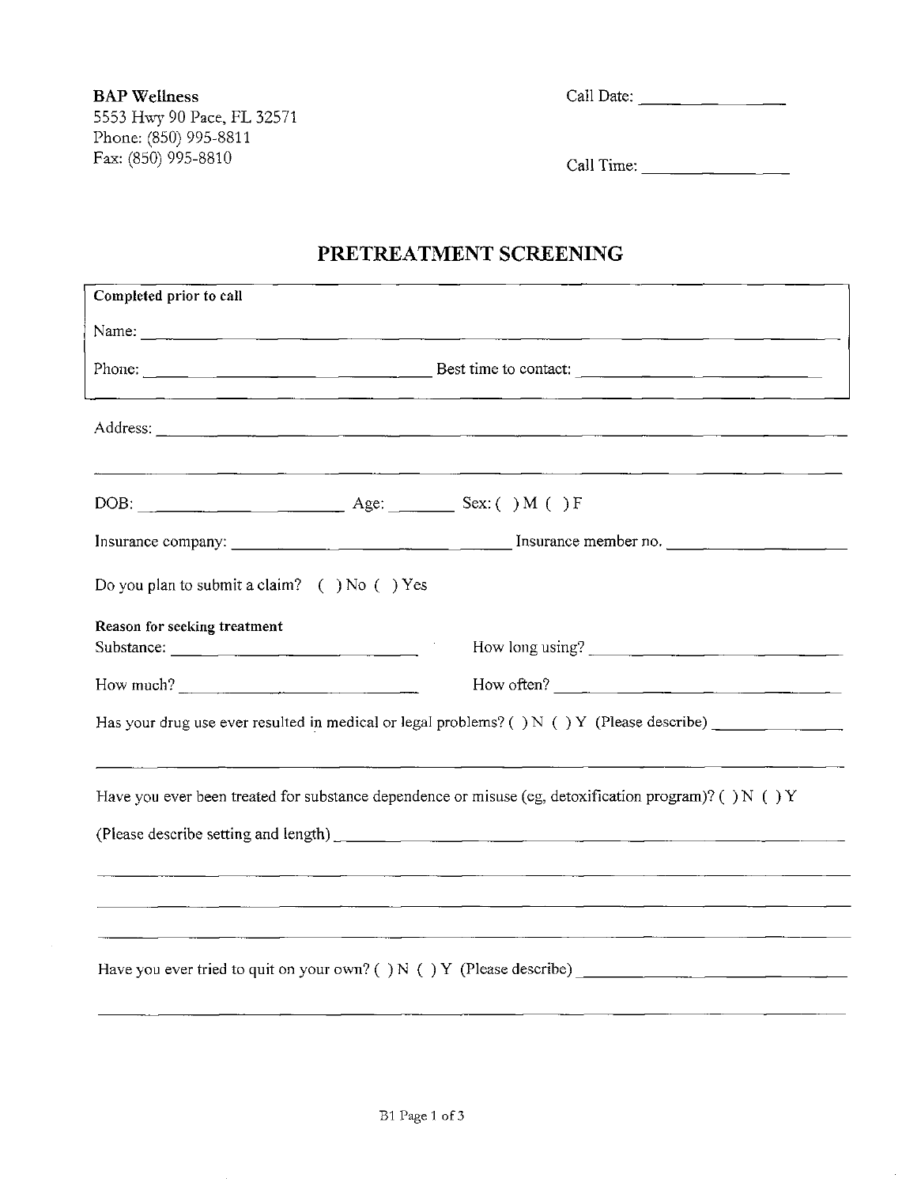**BAP Wellness**
5553 Hwy 90 Pace, FL 32571
Phone: (850) 995-8811
Fax: (850) 995-8810

Call Date: ________________

Call Time: ________________

# PRETREATMENT SCREENING

**Completed prior to call**

Name: ____________________________________________________________

Phone: ______________________________ Best time to contact: ______________________________

Address: ____________________________________________________________

____________________________________________________________

DOB: ______________________ Age: ________ Sex: ( ) M ( ) F

Insurance company: ______________________________ Insurance member no. ____________________

Do you plan to submit a claim? ( ) No ( ) Yes

**Reason for seeking treatment**

Substance: ____________________________ How long using? ____________________________

How much? ____________________________ How often? ____________________________

Has your drug use ever resulted in medical or legal problems? ( ) N ( ) Y (Please describe) ______________

____________________________________________________________

Have you ever been treated for substance dependence or misuse (eg, detoxification program)? ( ) N ( ) Y

(Please describe setting and length) ____________________________________________________________

____________________________________________________________

____________________________________________________________

____________________________________________________________

Have you ever tried to quit on your own? ( ) N ( ) Y (Please describe) ______________________________

____________________________________________________________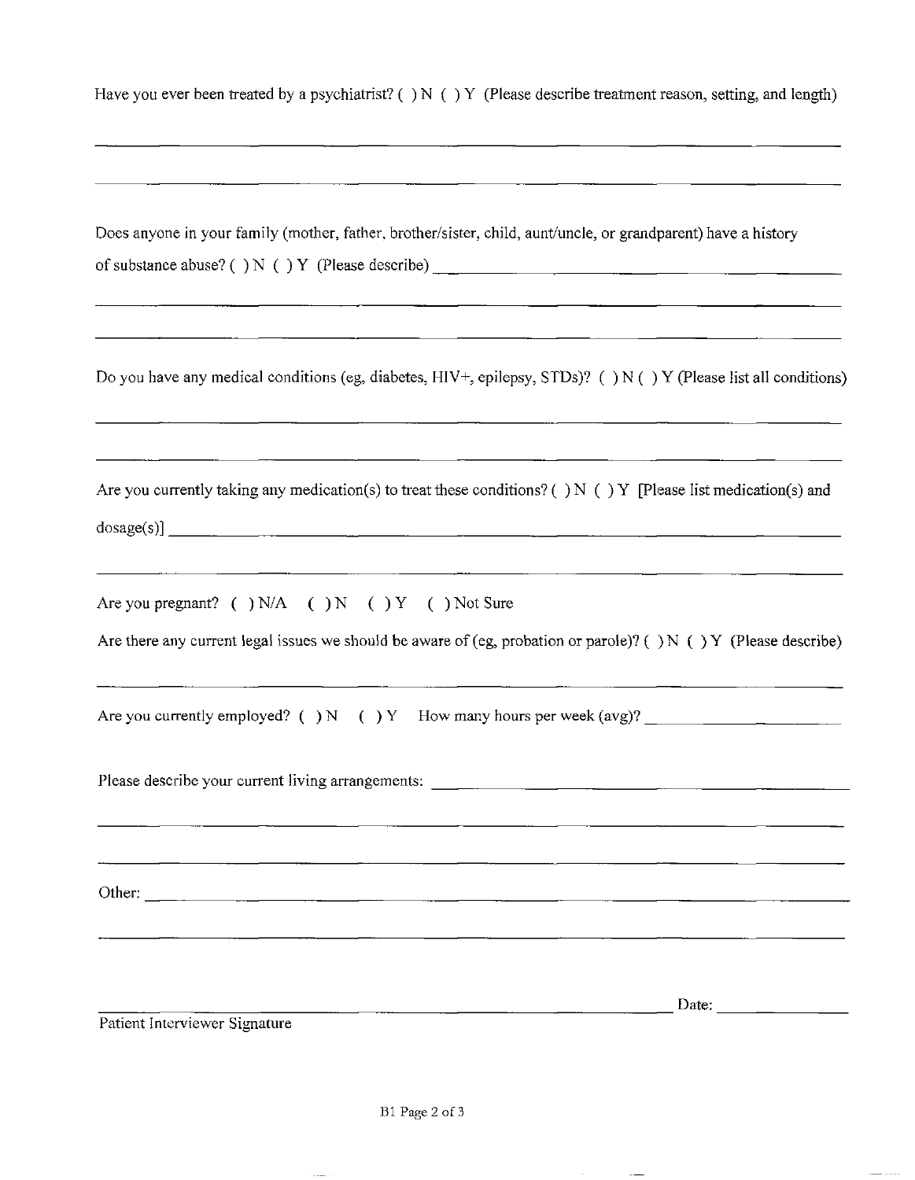Have you ever been treated by a psychiatrist? ( ) N ( ) Y (Please describe treatment reason, setting, and length)

______________________________________________________________________________

______________________________________________________________________________

Does anyone in your family (mother, father, brother/sister, child, aunt/uncle, or grandparent) have a history of substance abuse? ( ) N ( ) Y (Please describe) ______________________________________

______________________________________________________________________________

______________________________________________________________________________

Do you have any medical conditions (eg, diabetes, HIV+, epilepsy, STDs)? ( ) N ( ) Y (Please list all conditions)

______________________________________________________________________________

______________________________________________________________________________

Are you currently taking any medication(s) to treat these conditions? ( ) N ( ) Y [Please list medication(s) and dosage(s)] ______________________________________________________________________

______________________________________________________________________________

Are you pregnant? ( ) N/A ( ) N ( ) Y ( ) Not Sure

Are there any current legal issues we should be aware of (eg, probation or parole)? ( ) N ( ) Y (Please describe)

______________________________________________________________________________

Are you currently employed? ( ) N ( ) Y How many hours per week (avg)? __________________

Please describe your current living arrangements: ______________________________________

______________________________________________________________________________

______________________________________________________________________________

Other: ________________________________________________________________________

______________________________________________________________________________

______________________________________________________________ Date: ____________

Patient Interviewer Signature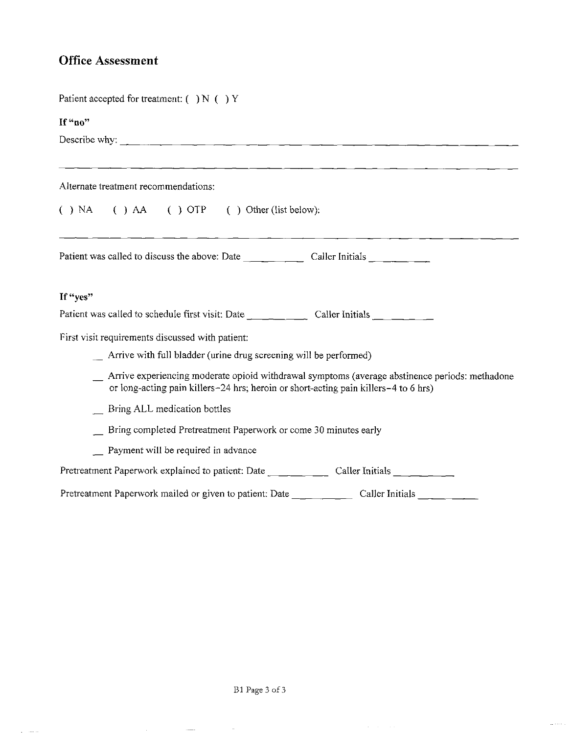## Office Assessment

Patient accepted for treatment: ( ) N ( ) Y

**If "no"**

Describe why: ______________________________________________________________

______________________________________________________________________

Alternate treatment recommendations:

( ) NA ( ) AA ( ) OTP ( ) Other (list below):

______________________________________________________________________

Patient was called to discuss the above: Date __________ Caller Initials __________

**If "yes"**

Patient was called to schedule first visit: Date __________ Caller Initials __________

First visit requirements discussed with patient:

- __ Arrive with full bladder (urine drug screening will be performed)
- __ Arrive experiencing moderate opioid withdrawal symptoms (average abstinence periods: methadone or long-acting pain killers–24 hrs; heroin or short-acting pain killers–4 to 6 hrs)
- __ Bring ALL medication bottles
- __ Bring completed Pretreatment Paperwork or come 30 minutes early
- __ Payment will be required in advance

Pretreatment Paperwork explained to patient: Date __________ Caller Initials __________

Pretreatment Paperwork mailed or given to patient: Date __________ Caller Initials __________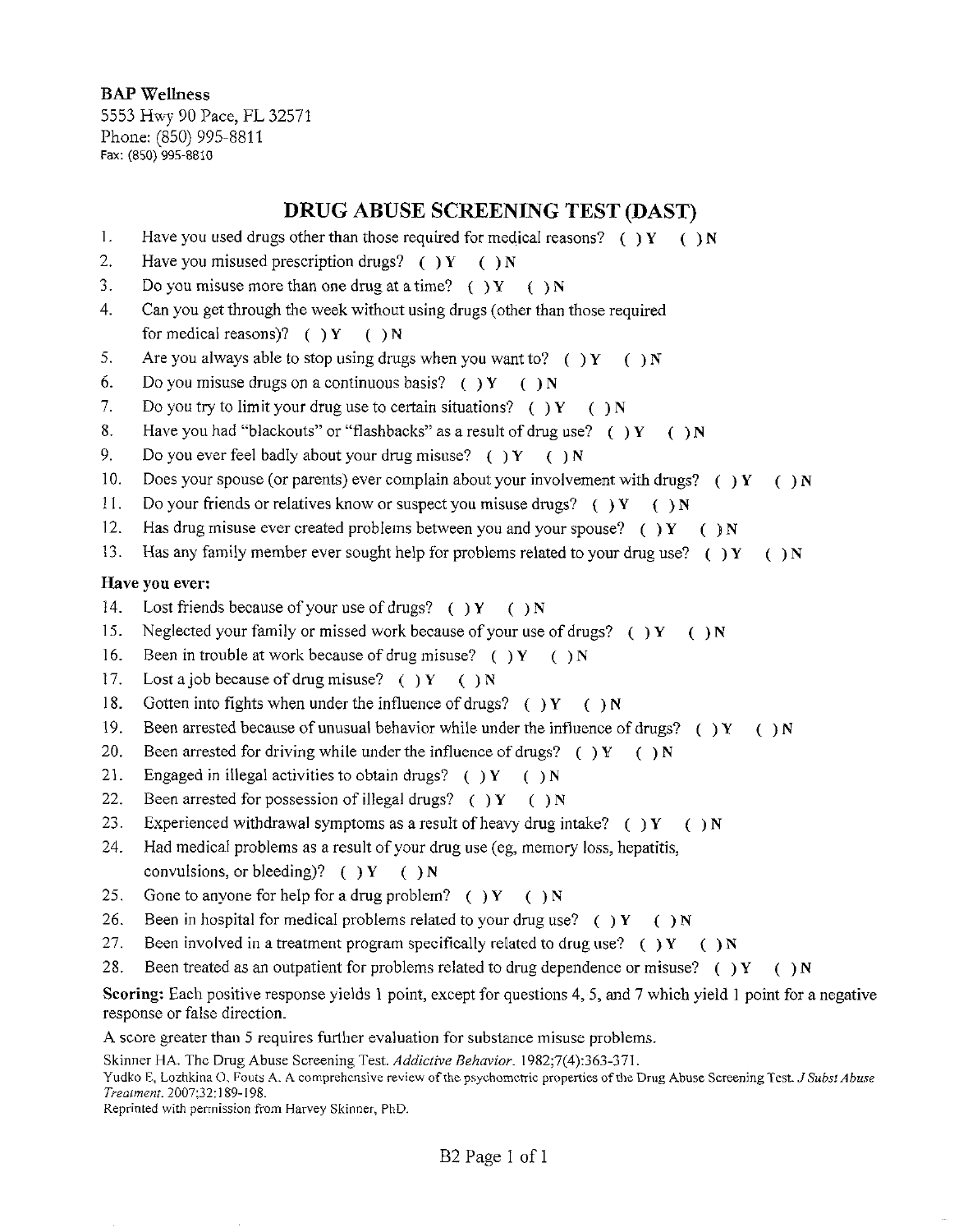**BAP Wellness**
5553 Hwy 90 Pace, FL 32571
Phone: (850) 995-8811
Fax: (850) 995-8810

# DRUG ABUSE SCREENING TEST (DAST)

1. Have you used drugs other than those required for medical reasons? ( ) Y ( ) N
2. Have you misused prescription drugs? ( ) Y ( ) N
3. Do you misuse more than one drug at a time? ( ) Y ( ) N
4. Can you get through the week without using drugs (other than those required for medical reasons)? ( ) Y ( ) N
5. Are you always able to stop using drugs when you want to? ( ) Y ( ) N
6. Do you misuse drugs on a continuous basis? ( ) Y ( ) N
7. Do you try to limit your drug use to certain situations? ( ) Y ( ) N
8. Have you had "blackouts" or "flashbacks" as a result of drug use? ( ) Y ( ) N
9. Do you ever feel badly about your drug misuse? ( ) Y ( ) N
10. Does your spouse (or parents) ever complain about your involvement with drugs? ( ) Y ( ) N
11. Do your friends or relatives know or suspect you misuse drugs? ( ) Y ( ) N
12. Has drug misuse ever created problems between you and your spouse? ( ) Y ( ) N
13. Has any family member ever sought help for problems related to your drug use? ( ) Y ( ) N

**Have you ever:**

14. Lost friends because of your use of drugs? ( ) Y ( ) N
15. Neglected your family or missed work because of your use of drugs? ( ) Y ( ) N
16. Been in trouble at work because of drug misuse? ( ) Y ( ) N
17. Lost a job because of drug misuse? ( ) Y ( ) N
18. Gotten into fights when under the influence of drugs? ( ) Y ( ) N
19. Been arrested because of unusual behavior while under the influence of drugs? ( ) Y ( ) N
20. Been arrested for driving while under the influence of drugs? ( ) Y ( ) N
21. Engaged in illegal activities to obtain drugs? ( ) Y ( ) N
22. Been arrested for possession of illegal drugs? ( ) Y ( ) N
23. Experienced withdrawal symptoms as a result of heavy drug intake? ( ) Y ( ) N
24. Had medical problems as a result of your drug use (eg, memory loss, hepatitis, convulsions, or bleeding)? ( ) Y ( ) N
25. Gone to anyone for help for a drug problem? ( ) Y ( ) N
26. Been in hospital for medical problems related to your drug use? ( ) Y ( ) N
27. Been involved in a treatment program specifically related to drug use? ( ) Y ( ) N
28. Been treated as an outpatient for problems related to drug dependence or misuse? ( ) Y ( ) N

**Scoring:** Each positive response yields 1 point, except for questions 4, 5, and 7 which yield 1 point for a negative response or false direction.

A score greater than 5 requires further evaluation for substance misuse problems.

Skinner HA. The Drug Abuse Screening Test. *Addictive Behavior*. 1982;7(4):363-371.
Yudko E, Lozhkina O, Fouts A. A comprehensive review of the psychometric properties of the Drug Abuse Screening Test. *J Subst Abuse Treatment*. 2007;32:189-198.
Reprinted with permission from Harvey Skinner, PhD.

B2 Page 1 of 1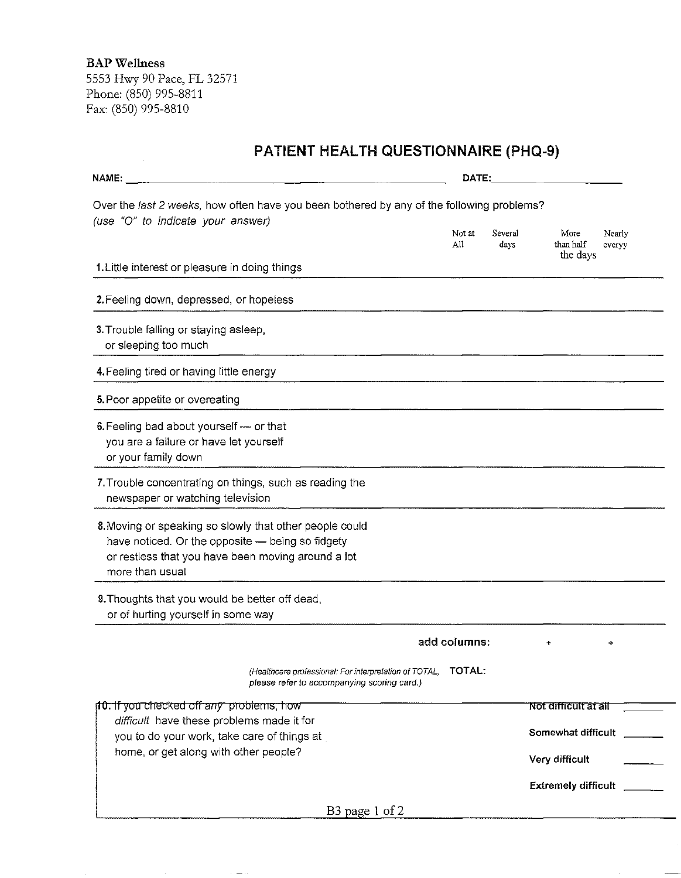**BAP Wellness**
5553 Hwy 90 Pace, FL 32571
Phone: (850) 995-8811
Fax: (850) 995-8810

# PATIENT HEALTH QUESTIONNAIRE (PHQ-9)

**NAME:** ______________________________ **DATE:** ______________

Over the *last 2 weeks,* how often have you been bothered by any of the following problems?
*(use "O" to indicate your answer)*

| | Not at All | Several days | More than half the days | Nearly everyy |
|---|---|---|---|---|
| 1. Little interest or pleasure in doing things | | | | |
| 2. Feeling down, depressed, or hopeless | | | | |
| 3. Trouble falling or staying asleep, or sleeping too much | | | | |
| 4. Feeling tired or having little energy | | | | |
| 5. Poor appetite or overeating | | | | |
| 6. Feeling bad about yourself — or that you are a failure or have let yourself or your family down | | | | |
| 7. Trouble concentrating on things, such as reading the newspaper or watching television | | | | |
| 8. Moving or speaking so slowly that other people could have noticed. Or the opposite — being so fidgety or restless that you have been moving around a lot more than usual | | | | |
| 9. Thoughts that you would be better off dead, or of hurting yourself in some way | | | | |
| **add columns:** | | | + | + |

*(Healthcare professional: For interpretation of TOTAL, please refer to accompanying scoring card.)* **TOTAL:**

| | |
|---|---|
| 10. If you checked off *any* problems, how *difficult* have these problems made it for you to do your work, take care of things at home, or get along with other people? | **Not difficult at all** ______ |
| | **Somewhat difficult** ______ |
| | **Very difficult** ______ |
| | **Extremely difficult** ______ |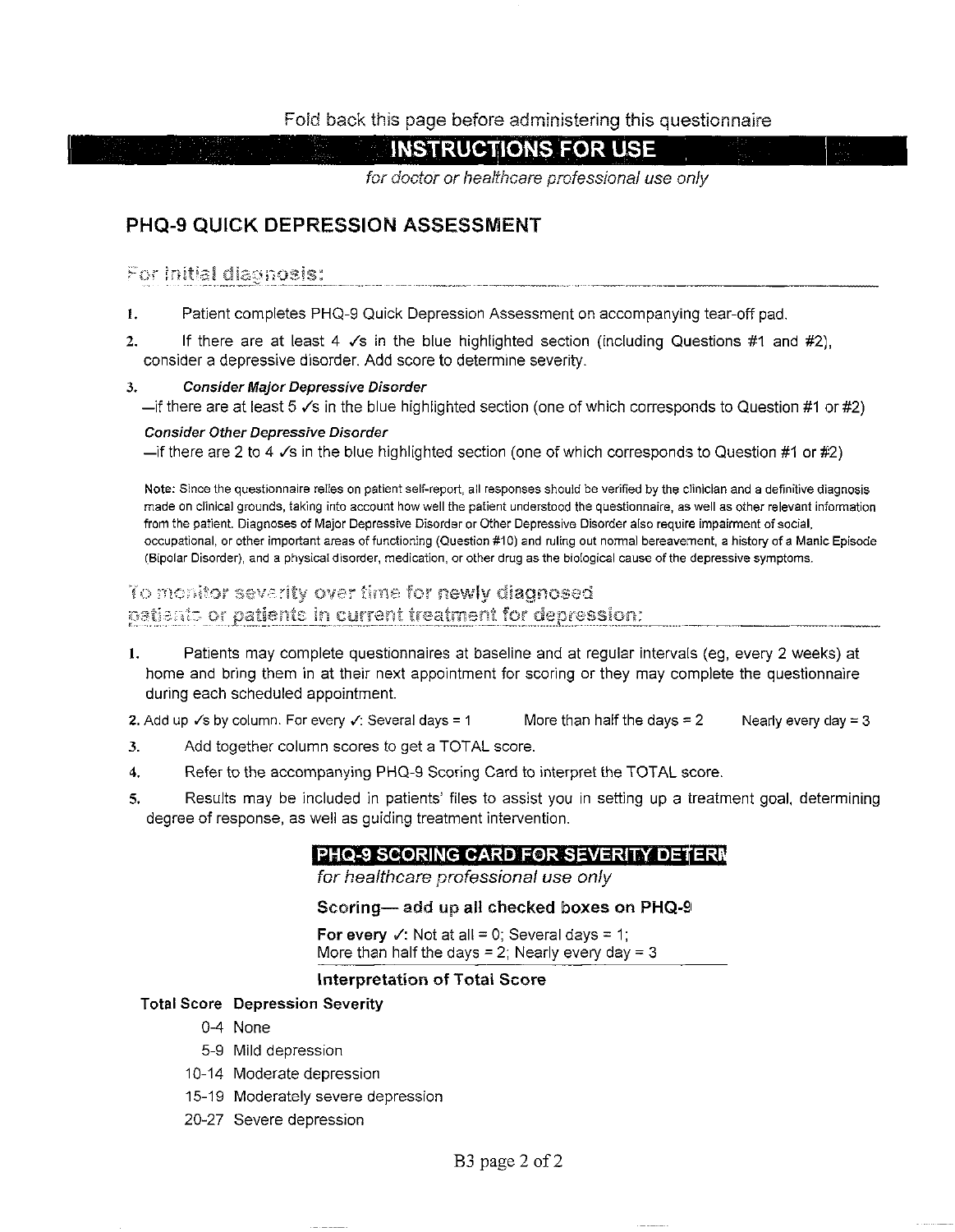Fold back this page before administering this questionnaire

## INSTRUCTIONS FOR USE

*for doctor or healthcare professional use only*

## PHQ-9 QUICK DEPRESSION ASSESSMENT

### For initial diagnosis:

1. Patient completes PHQ-9 Quick Depression Assessment on accompanying tear-off pad.
2. If there are at least 4 ✓s in the blue highlighted section (including Questions #1 and #2), consider a depressive disorder. Add score to determine severity.
3. ***Consider Major Depressive Disorder***
   —if there are at least 5 ✓s in the blue highlighted section (one of which corresponds to Question #1 or #2)

   ***Consider Other Depressive Disorder***
   —if there are 2 to 4 ✓s in the blue highlighted section (one of which corresponds to Question #1 or #2)

**Note:** Since the questionnaire relies on patient self-report, all responses should be verified by the clinician and a definitive diagnosis made on clinical grounds, taking into account how well the patient understood the questionnaire, as well as other relevant information from the patient. Diagnoses of Major Depressive Disorder or Other Depressive Disorder also require impairment of social, occupational, or other important areas of functioning (Question #10) and ruling out normal bereavement, a history of a Manic Episode (Bipolar Disorder), and a physical disorder, medication, or other drug as the biological cause of the depressive symptoms.

### To monitor severity over time for newly diagnosed patients or patients in current treatment for depression:

1. Patients may complete questionnaires at baseline and at regular intervals (eg, every 2 weeks) at home and bring them in at their next appointment for scoring or they may complete the questionnaire during each scheduled appointment.
2. Add up ✓s by column. For every ✓: Several days = 1 More than half the days = 2 Nearly every day = 3
3. Add together column scores to get a TOTAL score.
4. Refer to the accompanying PHQ-9 Scoring Card to interpret the TOTAL score.
5. Results may be included in patients' files to assist you in setting up a treatment goal, determining degree of response, as well as guiding treatment intervention.

### PHQ-9 SCORING CARD FOR SEVERITY DETERMINATION

*for healthcare professional use only*

**Scoring— add up all checked boxes on PHQ-9**

**For every ✓:** Not at all = 0; Several days = 1; More than half the days = 2; Nearly every day = 3

**Interpretation of Total Score**

| Total Score | Depression Severity |
|---|---|
| 0-4 | None |
| 5-9 | Mild depression |
| 10-14 | Moderate depression |
| 15-19 | Moderately severe depression |
| 20-27 | Severe depression |

B3 page 2 of 2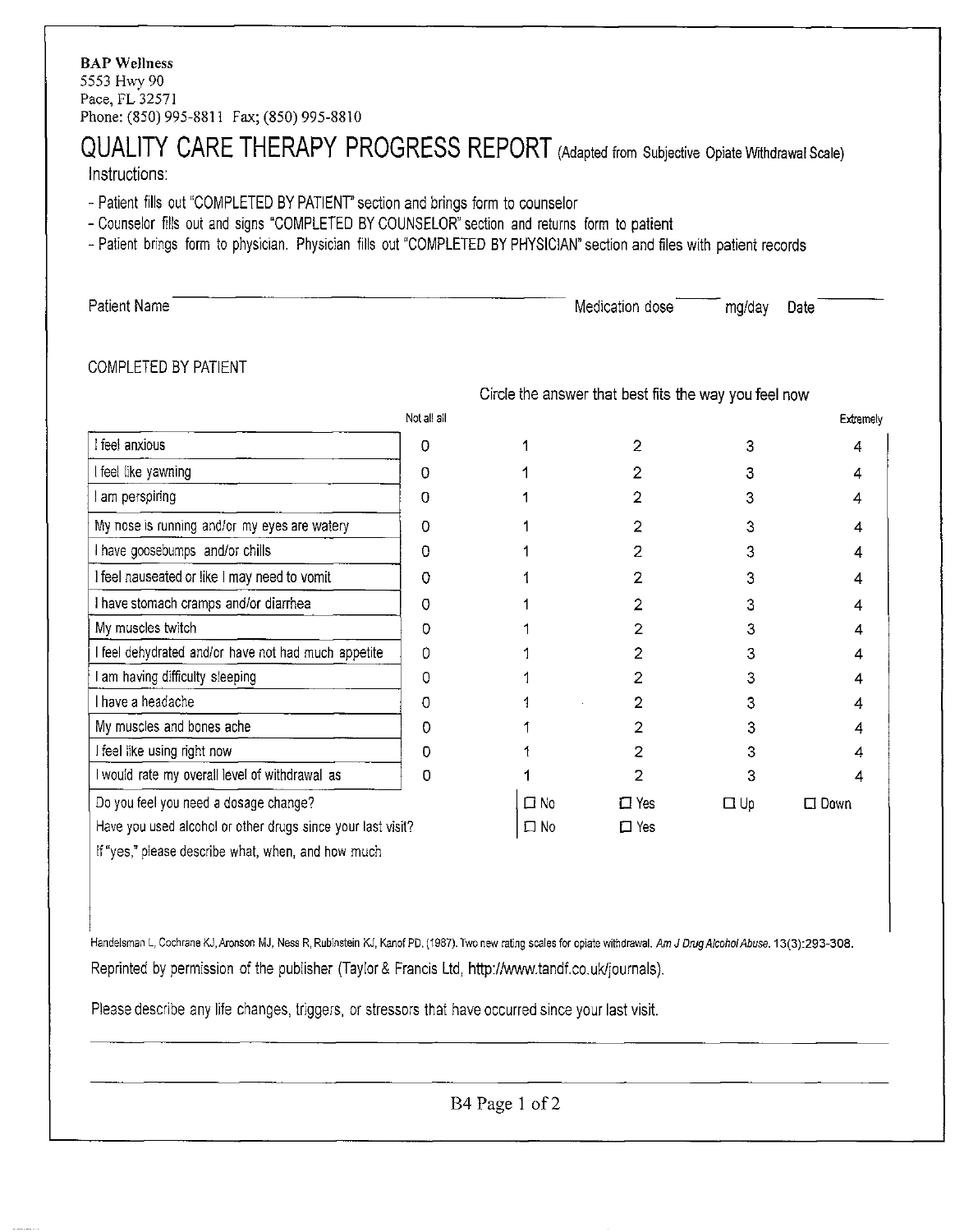**BAP Wellness**
5553 Hwy 90
Pace, FL 32571
Phone: (850) 995-8811 Fax; (850) 995-8810

# QUALITY CARE THERAPY PROGRESS REPORT (Adapted from Subjective Opiate Withdrawal Scale)

Instructions:

- Patient fills out "COMPLETED BY PATIENT" section and brings form to counselor
- Counselor fills out and signs "COMPLETED BY COUNSELOR" section and returns form to patient
- Patient brings form to physician. Physician fills out "COMPLETED BY PHYSICIAN" section and files with patient records

Patient Name \_\_\_\_\_\_\_\_\_\_\_\_\_\_\_\_\_\_\_\_\_\_\_\_\_\_\_\_ Medication dose \_\_\_\_\_ mg/day Date \_\_\_\_\_\_\_

COMPLETED BY PATIENT

Circle the answer that best fits the way you feel now

| | Not all all | | | | Extremely |
|---|---|---|---|---|---|
| I feel anxious | 0 | 1 | 2 | 3 | 4 |
| I feel like yawning | 0 | 1 | 2 | 3 | 4 |
| I am perspiring | 0 | 1 | 2 | 3 | 4 |
| My nose is running and/or my eyes are watery | 0 | 1 | 2 | 3 | 4 |
| I have goosebumps and/or chills | 0 | 1 | 2 | 3 | 4 |
| I feel nauseated or like I may need to vomit | 0 | 1 | 2 | 3 | 4 |
| I have stomach cramps and/or diarrhea | 0 | 1 | 2 | 3 | 4 |
| My muscles twitch | 0 | 1 | 2 | 3 | 4 |
| I feel dehydrated and/or have not had much appetite | 0 | 1 | 2 | 3 | 4 |
| I am having difficulty sleeping | 0 | 1 | 2 | 3 | 4 |
| I have a headache | 0 | 1 | 2 | 3 | 4 |
| My muscles and bones ache | 0 | 1 | 2 | 3 | 4 |
| I feel like using right now | 0 | 1 | 2 | 3 | 4 |
| I would rate my overall level of withdrawal as | 0 | 1 | 2 | 3 | 4 |
| Do you feel you need a dosage change? | | ☐ No | ☐ Yes | ☐ Up | ☐ Down |
| Have you used alcohol or other drugs since your last visit? | | ☐ No | ☐ Yes | | |

If "yes," please describe what, when, and how much

Handelsman L, Cochrane KJ, Aronson MJ, Ness R, Rubinstein KJ, Kanof PD. (1987). Two new rating scales for opiate withdrawal. *Am J Drug Alcohol Abuse.* 13(3):293-308.

Reprinted by permission of the publisher (Taylor & Francis Ltd, http://www.tandf.co.uk/journals).

Please describe any life changes, triggers, or stressors that have occurred since your last visit.

\_\_\_\_\_\_\_\_\_\_\_\_\_\_\_\_\_\_\_\_\_\_\_\_\_\_\_\_\_\_\_\_\_\_\_\_\_\_\_\_\_\_\_\_\_\_\_\_\_\_\_\_\_\_\_\_\_\_

\_\_\_\_\_\_\_\_\_\_\_\_\_\_\_\_\_\_\_\_\_\_\_\_\_\_\_\_\_\_\_\_\_\_\_\_\_\_\_\_\_\_\_\_\_\_\_\_\_\_\_\_\_\_\_\_\_\_

B4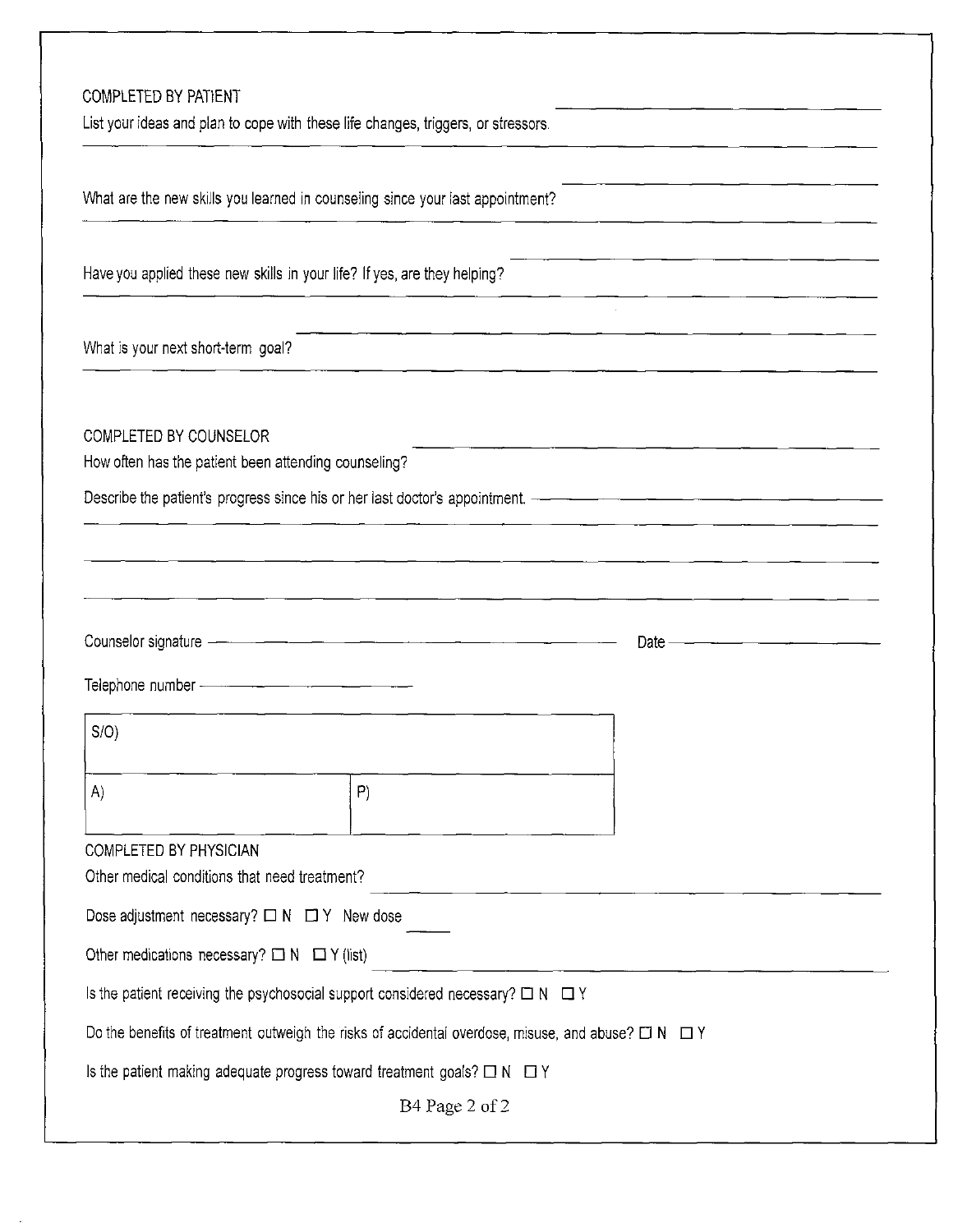COMPLETED BY PATIENT

List your ideas and plan to cope with these life changes, triggers, or stressors.

What are the new skills you learned in counseling since your last appointment?

Have you applied these new skills in your life? If yes, are they helping?

What is your next short-term goal?

COMPLETED BY COUNSELOR

How often has the patient been attending counseling?

Describe the patient's progress since his or her last doctor's appointment.

Counselor signature Date

Telephone number

| S/O) | |
|---|---|
| A) | P) |

COMPLETED BY PHYSICIAN

Other medical conditions that need treatment?

Dose adjustment necessary? ☐ N ☐ Y New dose

Other medications necessary? ☐ N ☐ Y (list)

Is the patient receiving the psychosocial support considered necessary? ☐ N ☐ Y

Do the benefits of treatment outweigh the risks of accidental overdose, misuse, and abuse? ☐ N ☐ Y

Is the patient making adequate progress toward treatment goals? ☐ N ☐ Y

B4 Page 2 of 2